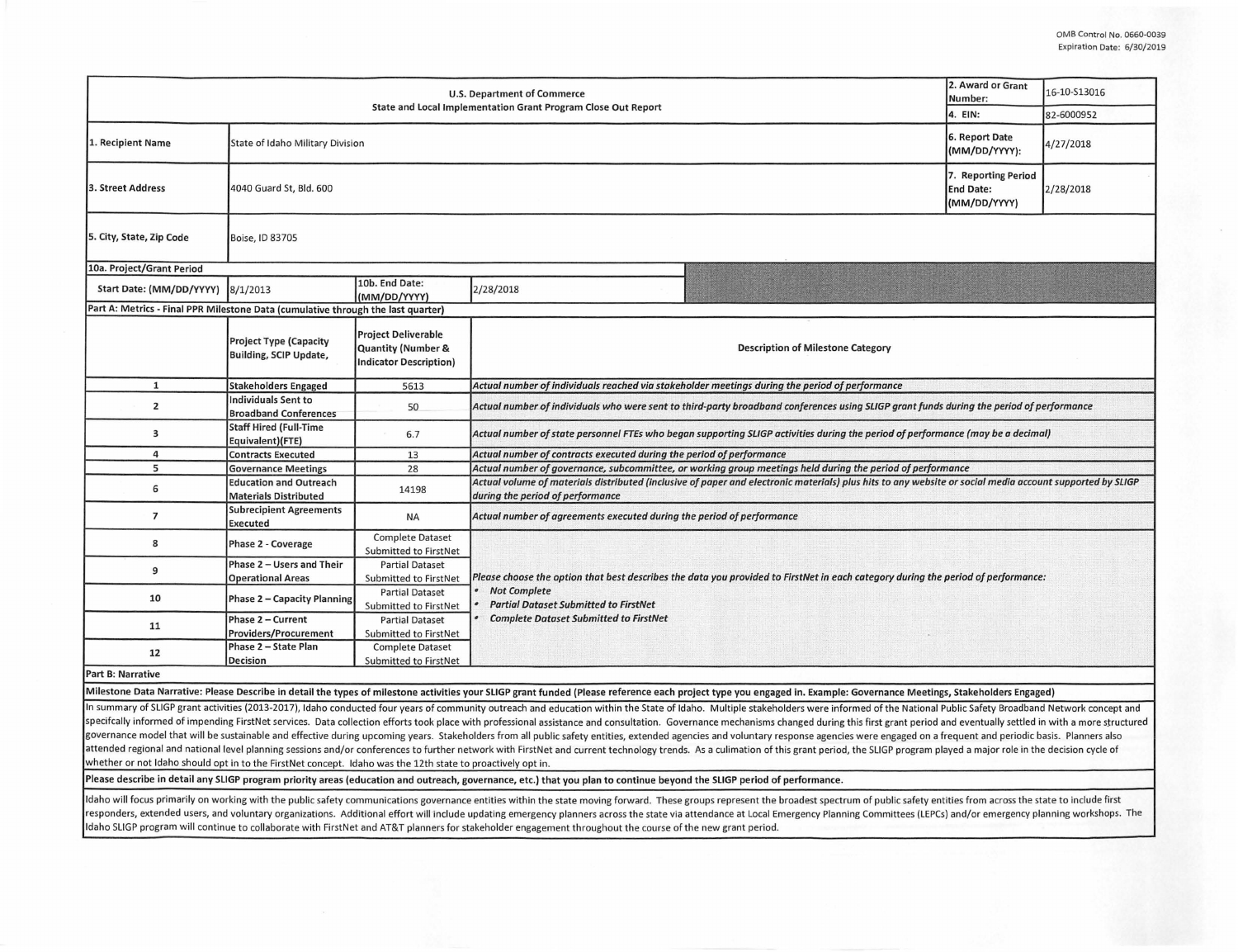OMB Control No. 0660-0039
Expiration Date: 6/30/2019

| U.S. Department of Commerce<br>State and Local Implementation Grant Program Close Out Report | | | | 2. Award or Grant Number: | 16-10-S13016 |
|---|---|---|---|---|---|
| | | | | 4. EIN: | 82-6000952 |
| 1. Recipient Name | State of Idaho Military Division | | | 6. Report Date (MM/DD/YYYY): | 4/27/2018 |
| 3. Street Address | 4040 Guard St, Bld. 600 | | | 7. Reporting Period End Date: (MM/DD/YYYY) | 2/28/2018 |
| 5. City, State, Zip Code | Boise, ID 83705 | | | | |
| 10a. Project/Grant Period | | | | | |
| Start Date: (MM/DD/YYYY) | 8/1/2013 | 10b. End Date: (MM/DD/YYYY) | 2/28/2018 | | |

**Part A: Metrics - Final PPR Milestone Data (cumulative through the last quarter)**

| | Project Type (Capacity Building, SCIP Update, | Project Deliverable Quantity (Number & Indicator Description) | Description of Milestone Category |
|---|---|---|---|
| 1 | Stakeholders Engaged | 5613 | *Actual number of individuals reached via stakeholder meetings during the period of performance* |
| 2 | Individuals Sent to Broadband Conferences | 50 | *Actual number of individuals who were sent to third-party broadband conferences using SLIGP grant funds during the period of performance* |
| 3 | Staff Hired (Full-Time Equivalent)(FTE) | 6.7 | *Actual number of state personnel FTEs who began supporting SLIGP activities during the period of performance (may be a decimal)* |
| 4 | Contracts Executed | 13 | *Actual number of contracts executed during the period of performance* |
| 5 | Governance Meetings | 28 | *Actual number of governance, subcommittee, or working group meetings held during the period of performance* |
| 6 | Education and Outreach Materials Distributed | 14198 | *Actual volume of materials distributed (inclusive of paper and electronic materials) plus hits to any website or social media account supported by SLIGP during the period of performance* |
| 7 | Subrecipient Agreements Executed | NA | *Actual number of agreements executed during the period of performance* |
| 8 | Phase 2 - Coverage | Complete Dataset Submitted to FirstNet | *Please choose the option that best describes the data you provided to FirstNet in each category during the period of performance:*<br>• *Not Complete*<br>• *Partial Dataset Submitted to FirstNet*<br>• *Complete Dataset Submitted to FirstNet* |
| 9 | Phase 2 – Users and Their Operational Areas | Partial Dataset Submitted to FirstNet | |
| 10 | Phase 2 – Capacity Planning | Partial Dataset Submitted to FirstNet | |
| 11 | Phase 2 – Current Providers/Procurement | Partial Dataset Submitted to FirstNet | |
| 12 | Phase 2 – State Plan Decision | Complete Dataset Submitted to FirstNet | |

**Part B: Narrative**

**Milestone Data Narrative: Please Describe in detail the types of milestone activities your SLIGP grant funded (Please reference each project type you engaged in. Example: Governance Meetings, Stakeholders Engaged)**

In summary of SLIGP grant activities (2013-2017), Idaho conducted four years of community outreach and education within the State of Idaho. Multiple stakeholders were informed of the National Public Safety Broadband Network concept and specifcally informed of impending FirstNet services. Data collection efforts took place with professional assistance and consultation. Governance mechanisms changed during this first grant period and eventually settled in with a more structured governance model that will be sustainable and effective during upcoming years. Stakeholders from all public safety entities, extended agencies and voluntary response agencies were engaged on a frequent and periodic basis. Planners also attended regional and national level planning sessions and/or conferences to further network with FirstNet and current technology trends. As a culimation of this grant period, the SLIGP program played a major role in the decision cycle of whether or not Idaho should opt in to the FirstNet concept. Idaho was the 12th state to proactively opt in.

**Please describe in detail any SLIGP program priority areas (education and outreach, governance, etc.) that you plan to continue beyond the SLIGP period of performance.**

Idaho will focus primarily on working with the public safety communications governance entities within the state moving forward. These groups represent the broadest spectrum of public safety entities from across the state to include first responders, extended users, and voluntary organizations. Additional effort will include updating emergency planners across the state via attendance at Local Emergency Planning Committees (LEPCs) and/or emergency planning workshops. The Idaho SLIGP program will continue to collaborate with FirstNet and AT&T planners for stakeholder engagement throughout the course of the new grant period.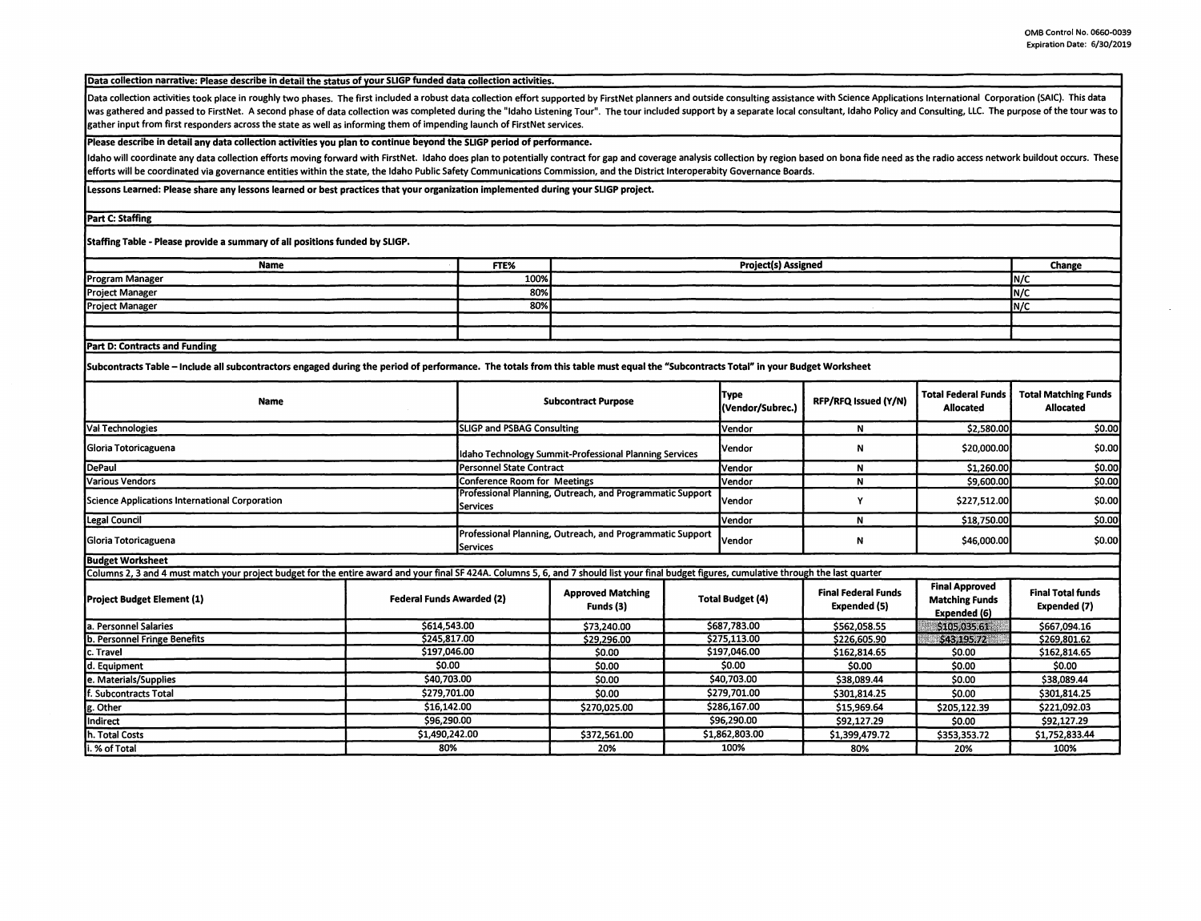**Data collection narrative: Please describe in detail the status of your SLIGP funded data collection activities.**

Data collection activities took place in roughly two phases. The first included a robust data collection effort supported by FirstNet planners and outside consulting assistance with Science Applications International Corporation (SAIC). This data was gathered and passed to FirstNet. A second phase of data collection was completed during the "Idaho Listening Tour". The tour included support by a separate local consultant, Idaho Policy and Consulting, LLC. The purpose of the tour was to gather input from first responders across the state as well as informing them of impending launch of FirstNet services.

**Please describe in detail any data collection activities you plan to continue beyond the SLIGP period of performance.**

Idaho will coordinate any data collection efforts moving forward with FirstNet. Idaho does plan to potentially contract for gap and coverage analysis collection by region based on bona fide need as the radio access network buildout occurs. These efforts will be coordinated via governance entities within the state, the Idaho Public Safety Communications Commission, and the District Interoperabity Governance Boards.

**Lessons Learned: Please share any lessons learned or best practices that your organization implemented during your SLIGP project.**

**Part C: Staffing**

**Staffing Table - Please provide a summary of all positions funded by SLIGP.**

| Name | FTE% | Project(s) Assigned | Change |
|---|---|---|---|
| Program Manager | 100% | | N/C |
| Project Manager | 80% | | N/C |
| Project Manager | 80% | | N/C |
| | | | |
| | | | |

**Part D: Contracts and Funding**

**Subcontracts Table – Include all subcontractors engaged during the period of performance. The totals from this table must equal the "Subcontracts Total" in your Budget Worksheet**

| Name | Subcontract Purpose | Type (Vendor/Subrec.) | RFP/RFQ Issued (Y/N) | Total Federal Funds Allocated | Total Matching Funds Allocated |
|---|---|---|---|---|---|
| Val Technologies | SLIGP and PSBAG Consulting | Vendor | N | $2,580.00 | $0.00 |
| Gloria Totoricaguena | Idaho Technology Summit-Professional Planning Services | Vendor | N | $20,000.00 | $0.00 |
| DePaul | Personnel State Contract | Vendor | N | $1,260.00 | $0.00 |
| Various Vendors | Conference Room for Meetings | Vendor | N | $9,600.00 | $0.00 |
| Science Applications International Corporation | Professional Planning, Outreach, and Programmatic Support Services | Vendor | Y | $227,512.00 | $0.00 |
| Legal Council | | Vendor | N | $18,750.00 | $0.00 |
| Gloria Totoricaguena | Professional Planning, Outreach, and Programmatic Support Services | Vendor | N | $46,000.00 | $0.00 |

**Budget Worksheet**

Columns 2, 3 and 4 must match your project budget for the entire award and your final SF 424A. Columns 5, 6, and 7 should list your final budget figures, cumulative through the last quarter

| Project Budget Element (1) | Federal Funds Awarded (2) | Approved Matching Funds (3) | Total Budget (4) | Final Federal Funds Expended (5) | Final Approved Matching Funds Expended (6) | Final Total funds Expended (7) |
|---|---|---|---|---|---|---|
| a. Personnel Salaries | $614,543.00 | $73,240.00 | $687,783.00 | $562,058.55 | $105,035.61 | $667,094.16 |
| b. Personnel Fringe Benefits | $245,817.00 | $29,296.00 | $275,113.00 | $226,605.90 | $43,195.72 | $269,801.62 |
| c. Travel | $197,046.00 | $0.00 | $197,046.00 | $162,814.65 | $0.00 | $162,814.65 |
| d. Equipment | $0.00 | $0.00 | $0.00 | $0.00 | $0.00 | $0.00 |
| e. Materials/Supplies | $40,703.00 | $0.00 | $40,703.00 | $38,089.44 | $0.00 | $38,089.44 |
| f. Subcontracts Total | $279,701.00 | $0.00 | $279,701.00 | $301,814.25 | $0.00 | $301,814.25 |
| g. Other | $16,142.00 | $270,025.00 | $286,167.00 | $15,969.64 | $205,122.39 | $221,092.03 |
| Indirect | $96,290.00 | | $96,290.00 | $92,127.29 | $0.00 | $92,127.29 |
| h. Total Costs | $1,490,242.00 | $372,561.00 | $1,862,803.00 | $1,399,479.72 | $353,353.72 | $1,752,833.44 |
| i. % of Total | 80% | 20% | 100% | 80% | 20% | 100% |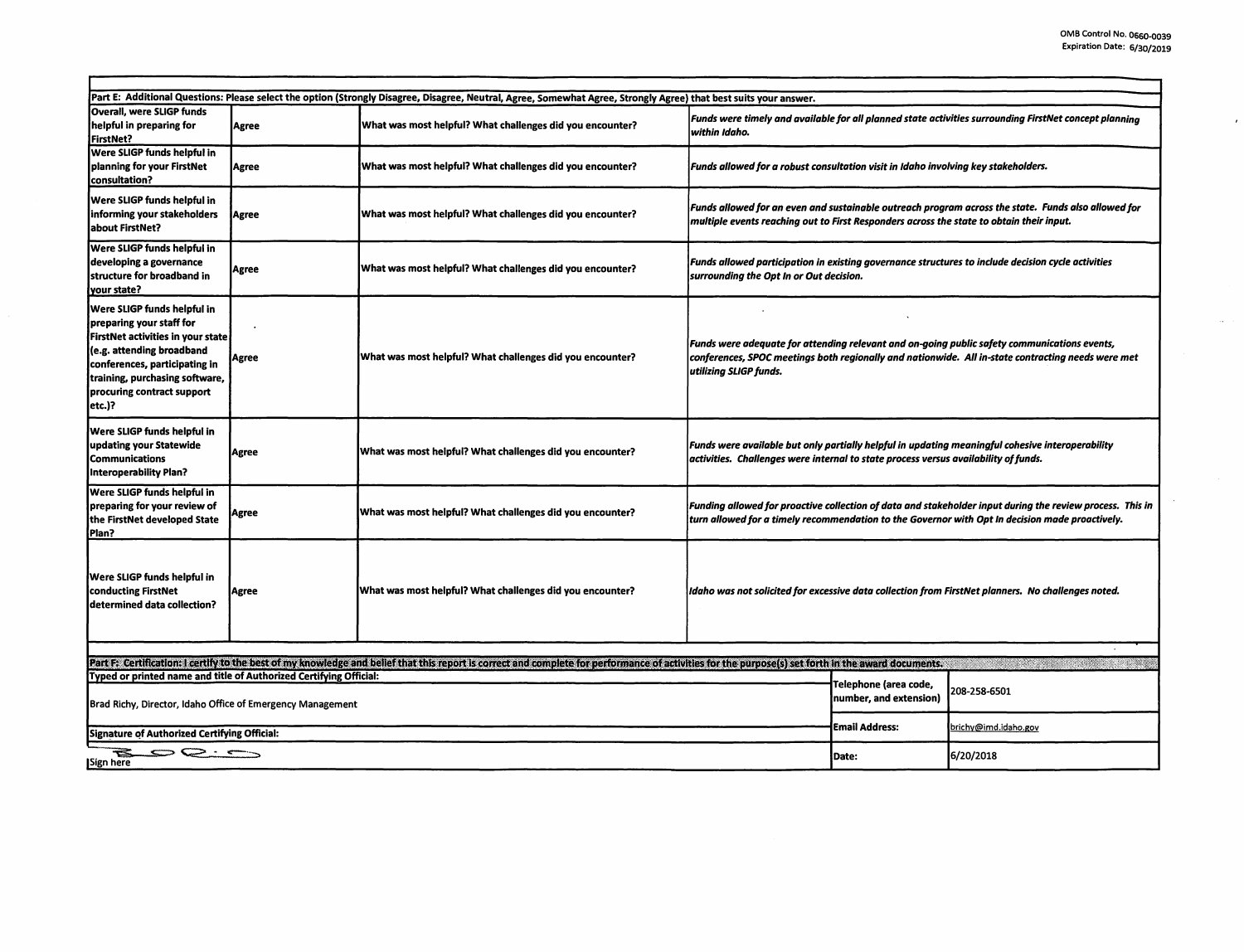OMB Control No. 0660-0039
Expiration Date: 6/30/2019

| Part E: Additional Questions: Please select the option (Strongly Disagree, Disagree, Neutral, Agree, Somewhat Agree, Strongly Agree) that best suits your answer. | | | |
|---|---|---|---|
| Overall, were SLIGP funds helpful in preparing for FirstNet? | Agree | What was most helpful? What challenges did you encounter? | *Funds were timely and available for all planned state activities surrounding FirstNet concept planning within Idaho.* |
| Were SLIGP funds helpful in planning for your FirstNet consultation? | Agree | What was most helpful? What challenges did you encounter? | *Funds allowed for a robust consultation visit in Idaho involving key stakeholders.* |
| Were SLIGP funds helpful in informing your stakeholders about FirstNet? | Agree | What was most helpful? What challenges did you encounter? | *Funds allowed for an even and sustainable outreach program across the state. Funds also allowed for multiple events reaching out to First Responders across the state to obtain their input.* |
| Were SLIGP funds helpful in developing a governance structure for broadband in your state? | Agree | What was most helpful? What challenges did you encounter? | *Funds allowed participation in existing governance structures to include decision cycle activities surrounding the Opt In or Out decision.* |
| Were SLIGP funds helpful in preparing your staff for FirstNet activities in your state (e.g. attending broadband conferences, participating in training, purchasing software, procuring contract support etc.)? | Agree | What was most helpful? What challenges did you encounter? | *Funds were adequate for attending relevant and on-going public safety communications events, conferences, SPOC meetings both regionally and nationwide. All in-state contracting needs were met utilizing SLIGP funds.* |
| Were SLIGP funds helpful in updating your Statewide Communications Interoperability Plan? | Agree | What was most helpful? What challenges did you encounter? | *Funds were available but only partially helpful in updating meaningful cohesive interoperability activities. Challenges were internal to state process versus availability of funds.* |
| Were SLIGP funds helpful in preparing for your review of the FirstNet developed State Plan? | Agree | What was most helpful? What challenges did you encounter? | *Funding allowed for proactive collection of data and stakeholder input during the review process. This in turn allowed for a timely recommendation to the Governor with Opt In decision made proactively.* |
| Were SLIGP funds helpful in conducting FirstNet determined data collection? | Agree | What was most helpful? What challenges did you encounter? | *Idaho was not solicited for excessive data collection from FirstNet planners. No challenges noted.* |

**Part F: Certification: I certify to the best of my knowledge and belief that this report is correct and complete for performance of activities for the purpose(s) set forth in the award documents.**

| Typed or printed name and title of Authorized Certifying Official: | | |
|---|---|---|
| Brad Richy, Director, Idaho Office of Emergency Management | Telephone (area code, number, and extension) | 208-258-6501 |
| Signature of Authorized Certifying Official: | Email Address: | brichy@imd.idaho.gov |
| Sign here | Date: | 6/20/2018 |